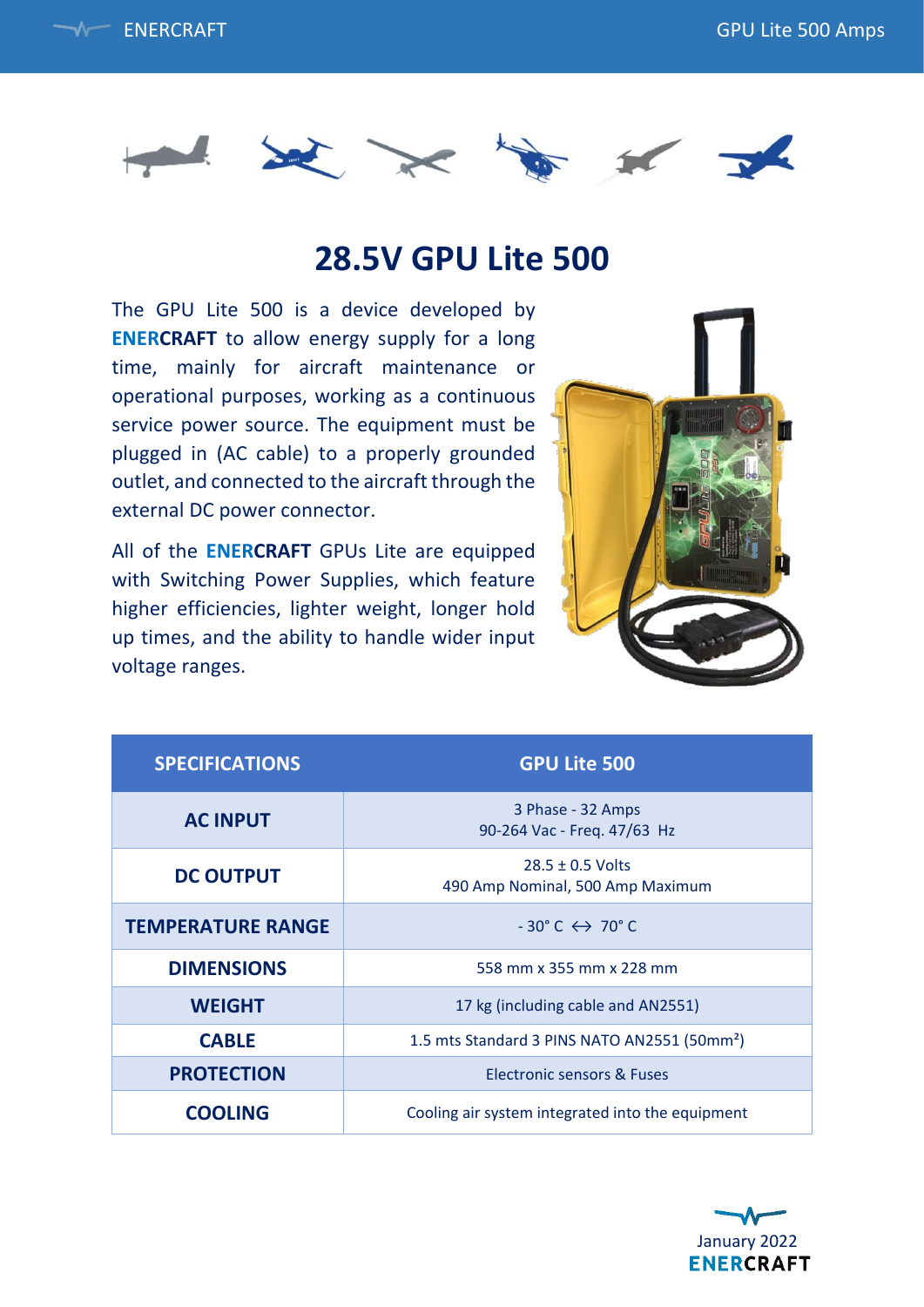# 28.5V GPU Lite 500

The GPU Lite 500 is a device developed by **ENERCRAFT** to allow energy supply for a long time, mainly for aircraft maintenance or operational purposes, working as a continuous service power source. The equipment must be plugged in (AC cable) to a properly grounded outlet, and connected to the aircraft through the external DC power connector.

All of the **ENERCRAFT** GPUs Lite are equipped with Switching Power Supplies, which feature higher efficiencies, lighter weight, longer hold up times, and the ability to handle wider input voltage ranges.

| SPECIFICATIONS | GPU Lite 500 |
| --- | --- |
| **AC INPUT** | 3 Phase - 32 Amps<br>90-264 Vac - Freq. 47/63 Hz |
| **DC OUTPUT** | 28.5 ± 0.5 Volts<br>490 Amp Nominal, 500 Amp Maximum |
| **TEMPERATURE RANGE** | - 30° C ↔ 70° C |
| **DIMENSIONS** | 558 mm x 355 mm x 228 mm |
| **WEIGHT** | 17 kg (including cable and AN2551) |
| **CABLE** | 1.5 mts Standard 3 PINS NATO AN2551 (50mm²) |
| **PROTECTION** | Electronic sensors & Fuses |
| **COOLING** | Cooling air system integrated into the equipment |

January 2022
ENERCRAFT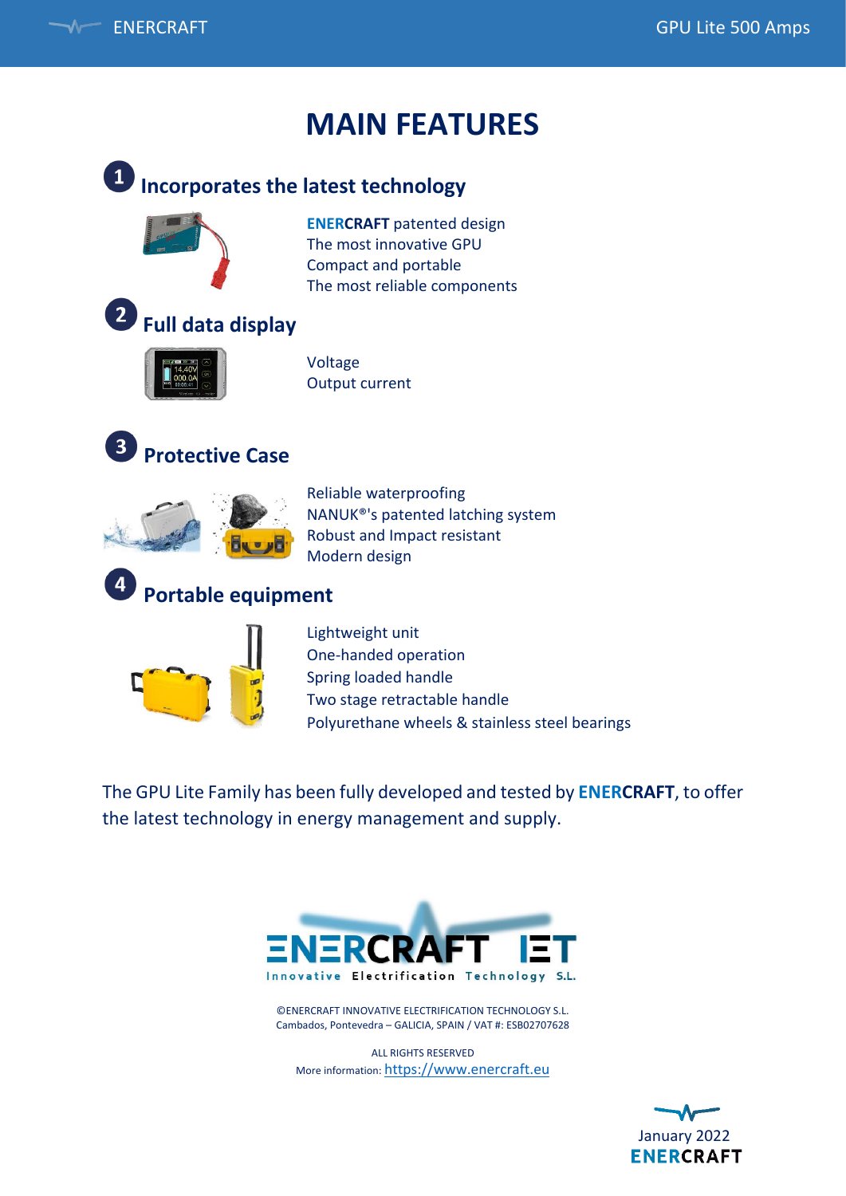# MAIN FEATURES

## 1 Incorporates the latest technology

**ENERCRAFT** patented design
The most innovative GPU
Compact and portable
The most reliable components

## 2 Full data display

Voltage
Output current

## 3 Protective Case

Reliable waterproofing
NANUK®'s patented latching system
Robust and Impact resistant
Modern design

## 4 Portable equipment

Lightweight unit
One-handed operation
Spring loaded handle
Two stage retractable handle
Polyurethane wheels & stainless steel bearings

The GPU Lite Family has been fully developed and tested by **ENERCRAFT**, to offer the latest technology in energy management and supply.

ENERCRAFT IET
Innovative Electrification Technology S.L.

©ENERCRAFT INNOVATIVE ELECTRIFICATION TECHNOLOGY S.L.
Cambados, Pontevedra – GALICIA, SPAIN / VAT #: ESB02707628

ALL RIGHTS RESERVED
More information: https://www.enercraft.eu

January 2022
ENERCRAFT